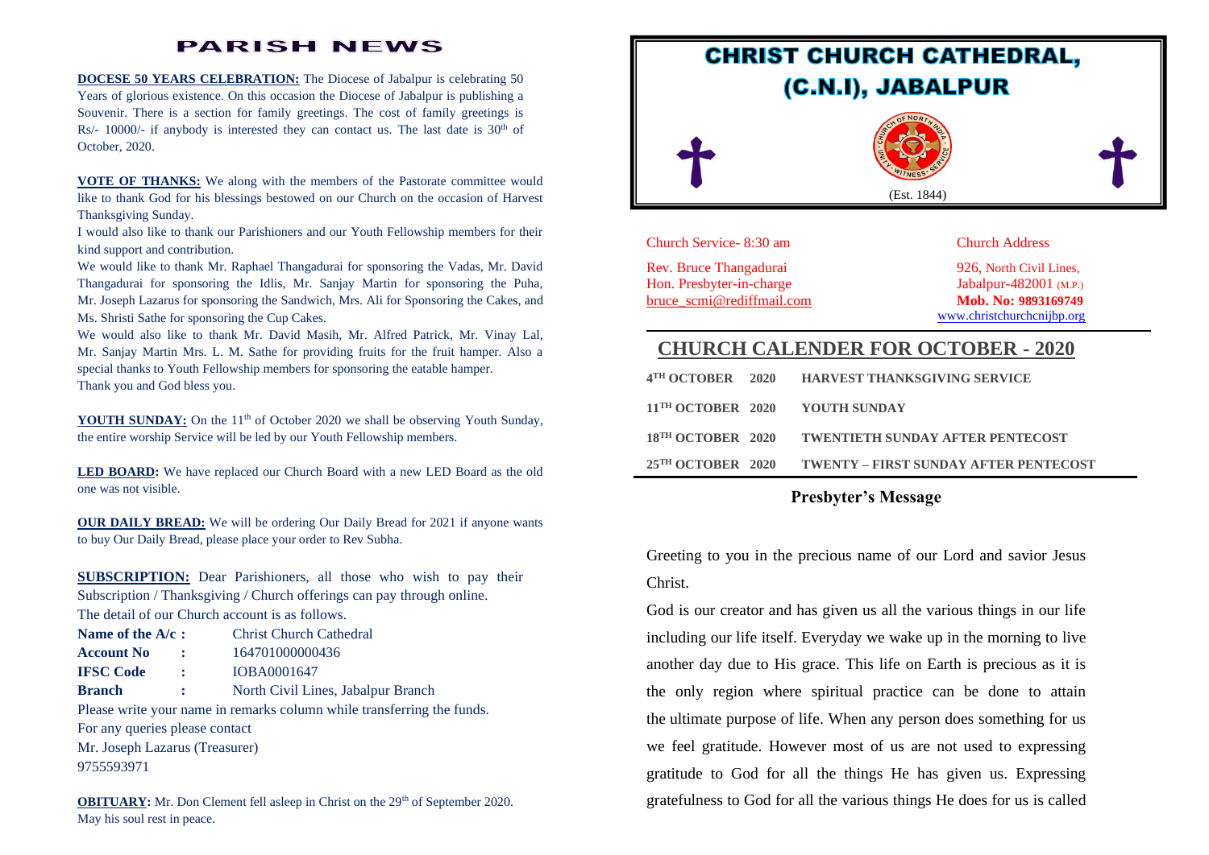# PARISH NEWS

**DOCESE 50 YEARS CELEBRATION:** The Diocese of Jabalpur is celebrating 50 Years of glorious existence. On this occasion the Diocese of Jabalpur is publishing a Souvenir. There is a section for family greetings. The cost of family greetings is Rs/- 10000/- if anybody is interested they can contact us. The last date is 30th of October, 2020.

**VOTE OF THANKS:** We along with the members of the Pastorate committee would like to thank God for his blessings bestowed on our Church on the occasion of Harvest Thanksgiving Sunday.

I would also like to thank our Parishioners and our Youth Fellowship members for their kind support and contribution.

We would like to thank Mr. Raphael Thangadurai for sponsoring the Vadas, Mr. David Thangadurai for sponsoring the Idlis, Mr. Sanjay Martin for sponsoring the Puha, Mr. Joseph Lazarus for sponsoring the Sandwich, Mrs. Ali for Sponsoring the Cakes, and Ms. Shristi Sathe for sponsoring the Cup Cakes.

We would also like to thank Mr. David Masih, Mr. Alfred Patrick, Mr. Vinay Lal, Mr. Sanjay Martin Mrs. L. M. Sathe for providing fruits for the fruit hamper. Also a special thanks to Youth Fellowship members for sponsoring the eatable hamper.

Thank you and God bless you.

**YOUTH SUNDAY:** On the 11th of October 2020 we shall be observing Youth Sunday, the entire worship Service will be led by our Youth Fellowship members.

**LED BOARD:** We have replaced our Church Board with a new LED Board as the old one was not visible.

**OUR DAILY BREAD:** We will be ordering Our Daily Bread for 2021 if anyone wants to buy Our Daily Bread, please place your order to Rev Subha.

**SUBSCRIPTION:** Dear Parishioners, all those who wish to pay their Subscription / Thanksgiving / Church offerings can pay through online.

The detail of our Church account is as follows.

**Name of the A/c :** Christ Church Cathedral
**Account No :** 164701000000436
**IFSC Code :** IOBA0001647
**Branch :** North Civil Lines, Jabalpur Branch

Please write your name in remarks column while transferring the funds.

For any queries please contact
Mr. Joseph Lazarus (Treasurer)
9755593971

**OBITUARY:** Mr. Don Clement fell asleep in Christ on the 29th of September 2020. May his soul rest in peace.

# CHRIST CHURCH CATHEDRAL, (C.N.I), JABALPUR

(Est. 1844)

Church Service- 8:30 am

Rev. Bruce Thangadurai
Hon. Presbyter-in-charge
bruce_scmi@rediffmail.com

Church Address

926, North Civil Lines,
Jabalpur-482001 (M.P.)
**Mob. No: 9893169749**
www.christchurchcnijbp.org

## CHURCH CALENDER FOR OCTOBER - 2020

| | |
|---|---|
| **4TH OCTOBER 2020** | **HARVEST THANKSGIVING SERVICE** |
| **11TH OCTOBER 2020** | **YOUTH SUNDAY** |
| **18TH OCTOBER 2020** | **TWENTIETH SUNDAY AFTER PENTECOST** |
| **25TH OCTOBER 2020** | **TWENTY – FIRST SUNDAY AFTER PENTECOST** |

## Presbyter's Message

Greeting to you in the precious name of our Lord and savior Jesus Christ.

God is our creator and has given us all the various things in our life including our life itself. Everyday we wake up in the morning to live another day due to His grace. This life on Earth is precious as it is the only region where spiritual practice can be done to attain the ultimate purpose of life. When any person does something for us we feel gratitude. However most of us are not used to expressing gratitude to God for all the things He has given us. Expressing gratefulness to God for all the various things He does for us is called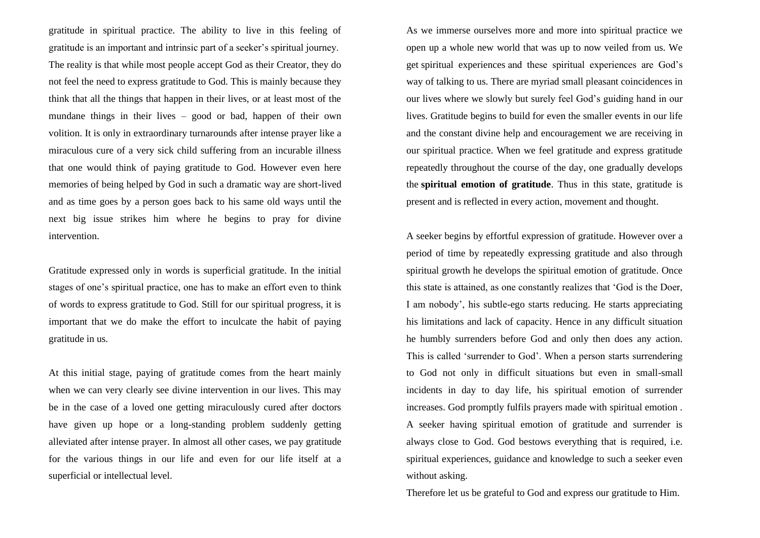gratitude in spiritual practice. The ability to live in this feeling of gratitude is an important and intrinsic part of a seeker's spiritual journey. The reality is that while most people accept God as their Creator, they do not feel the need to express gratitude to God. This is mainly because they think that all the things that happen in their lives, or at least most of the mundane things in their lives – good or bad, happen of their own volition. It is only in extraordinary turnarounds after intense prayer like a miraculous cure of a very sick child suffering from an incurable illness that one would think of paying gratitude to God. However even here memories of being helped by God in such a dramatic way are short-lived and as time goes by a person goes back to his same old ways until the next big issue strikes him where he begins to pray for divine intervention.

Gratitude expressed only in words is superficial gratitude. In the initial stages of one's spiritual practice, one has to make an effort even to think of words to express gratitude to God. Still for our spiritual progress, it is important that we do make the effort to inculcate the habit of paying gratitude in us.

At this initial stage, paying of gratitude comes from the heart mainly when we can very clearly see divine intervention in our lives. This may be in the case of a loved one getting miraculously cured after doctors have given up hope or a long-standing problem suddenly getting alleviated after intense prayer. In almost all other cases, we pay gratitude for the various things in our life and even for our life itself at a superficial or intellectual level.

As we immerse ourselves more and more into spiritual practice we open up a whole new world that was up to now veiled from us. We get spiritual experiences and these spiritual experiences are God's way of talking to us. There are myriad small pleasant coincidences in our lives where we slowly but surely feel God's guiding hand in our lives. Gratitude begins to build for even the smaller events in our life and the constant divine help and encouragement we are receiving in our spiritual practice. When we feel gratitude and express gratitude repeatedly throughout the course of the day, one gradually develops the **spiritual emotion of gratitude**. Thus in this state, gratitude is present and is reflected in every action, movement and thought.

A seeker begins by effortful expression of gratitude. However over a period of time by repeatedly expressing gratitude and also through spiritual growth he develops the spiritual emotion of gratitude. Once this state is attained, as one constantly realizes that 'God is the Doer, I am nobody', his subtle-ego starts reducing. He starts appreciating his limitations and lack of capacity. Hence in any difficult situation he humbly surrenders before God and only then does any action. This is called 'surrender to God'. When a person starts surrendering to God not only in difficult situations but even in small-small incidents in day to day life, his spiritual emotion of surrender increases. God promptly fulfils prayers made with spiritual emotion . A seeker having spiritual emotion of gratitude and surrender is always close to God. God bestows everything that is required, i.e. spiritual experiences, guidance and knowledge to such a seeker even without asking.

Therefore let us be grateful to God and express our gratitude to Him.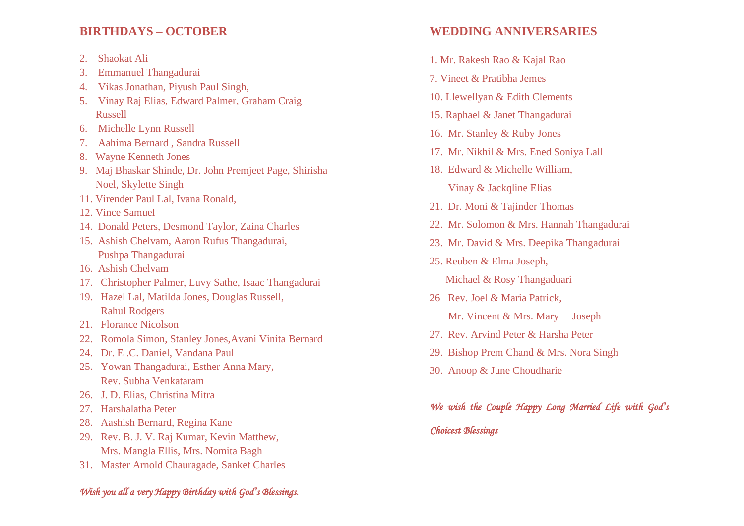## BIRTHDAYS – OCTOBER

2. Shaokat Ali
3. Emmanuel Thangadurai
4. Vikas Jonathan, Piyush Paul Singh,
5. Vinay Raj Elias, Edward Palmer, Graham Craig Russell
6. Michelle Lynn Russell
7. Aahima Bernard , Sandra Russell
8. Wayne Kenneth Jones
9. Maj Bhaskar Shinde, Dr. John Premjeet Page, Shirisha Noel, Skylette Singh
11. Virender Paul Lal, Ivana Ronald,
12. Vince Samuel
14. Donald Peters, Desmond Taylor, Zaina Charles
15. Ashish Chelvam, Aaron Rufus Thangadurai, Pushpa Thangadurai
16. Ashish Chelvam
17. Christopher Palmer, Luvy Sathe, Isaac Thangadurai
19. Hazel Lal, Matilda Jones, Douglas Russell, Rahul Rodgers
21. Florance Nicolson
22. Romola Simon, Stanley Jones,Avani Vinita Bernard
24. Dr. E .C. Daniel, Vandana Paul
25. Yowan Thangadurai, Esther Anna Mary, Rev. Subha Venkataram
26. J. D. Elias, Christina Mitra
27. Harshalatha Peter
28. Aashish Bernard, Regina Kane
29. Rev. B. J. V. Raj Kumar, Kevin Matthew, Mrs. Mangla Ellis, Mrs. Nomita Bagh
31. Master Arnold Chauragade, Sanket Charles

*Wish you all a very Happy Birthday with God's Blessings.*

## WEDDING ANNIVERSARIES

1. Mr. Rakesh Rao & Kajal Rao
7. Vineet & Pratibha Jemes
10. Llewellyan & Edith Clements
15. Raphael & Janet Thangadurai
16. Mr. Stanley & Ruby Jones
17. Mr. Nikhil & Mrs. Ened Soniya Lall
18. Edward & Michelle William, Vinay & Jackqline Elias
21. Dr. Moni & Tajinder Thomas
22. Mr. Solomon & Mrs. Hannah Thangadurai
23. Mr. David & Mrs. Deepika Thangadurai
25. Reuben & Elma Joseph, Michael & Rosy Thangaduari
26. Rev. Joel & Maria Patrick, Mr. Vincent & Mrs. Mary Joseph
27. Rev. Arvind Peter & Harsha Peter
29. Bishop Prem Chand & Mrs. Nora Singh
30. Anoop & June Choudharie

*We wish the Couple Happy Long Married Life with God's Choicest Blessings*